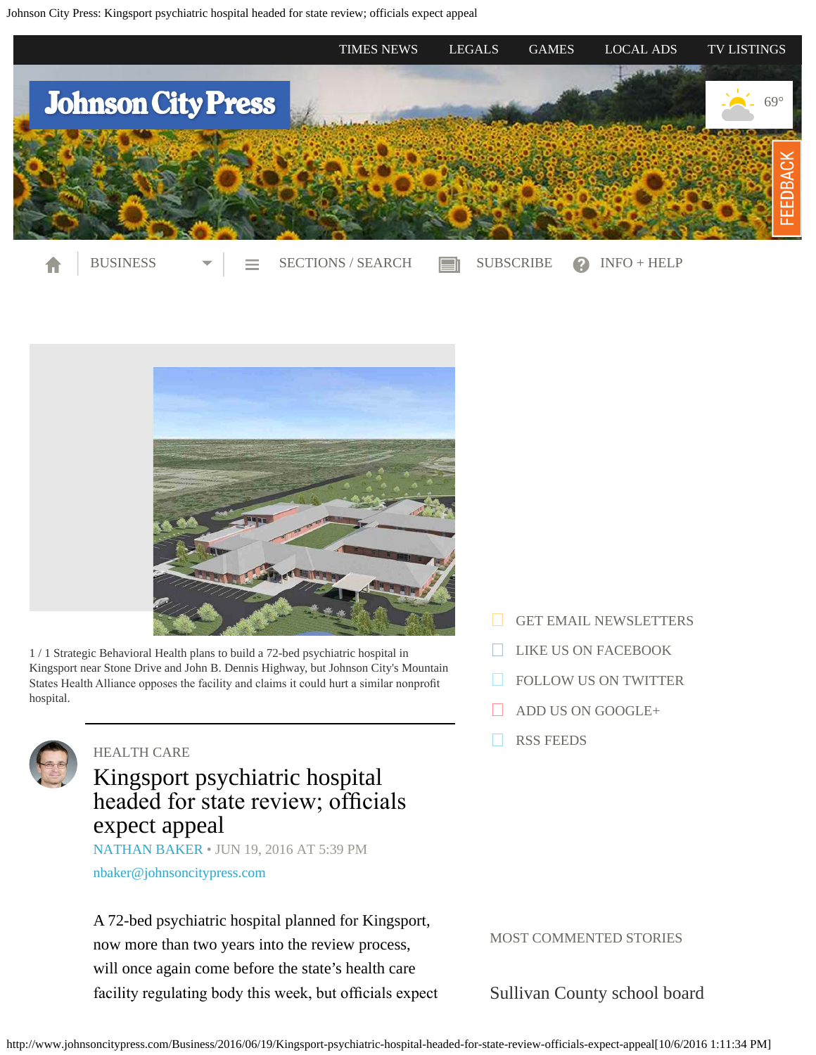1 / 1 Strategic Behavioral Health plans to build a 72-bed psychiatric hospital in Kingsport near Stone Drive and John B. Dennis Highway, but Johnson City's Mountain States Health Alliance opposes the facility and claims it could hurt a similar nonprofit hospital.

HEALTH CARE

# Kingsport psychiatric hospital headed for state review; officials expect appeal

NATHAN BAKER • JUN 19, 2016 AT 5:39 PM

nbaker@johnsoncitypress.com

A 72-bed psychiatric hospital planned for Kingsport, now more than two years into the review process, will once again come before the state's health care facility regulating body this week, but officials expect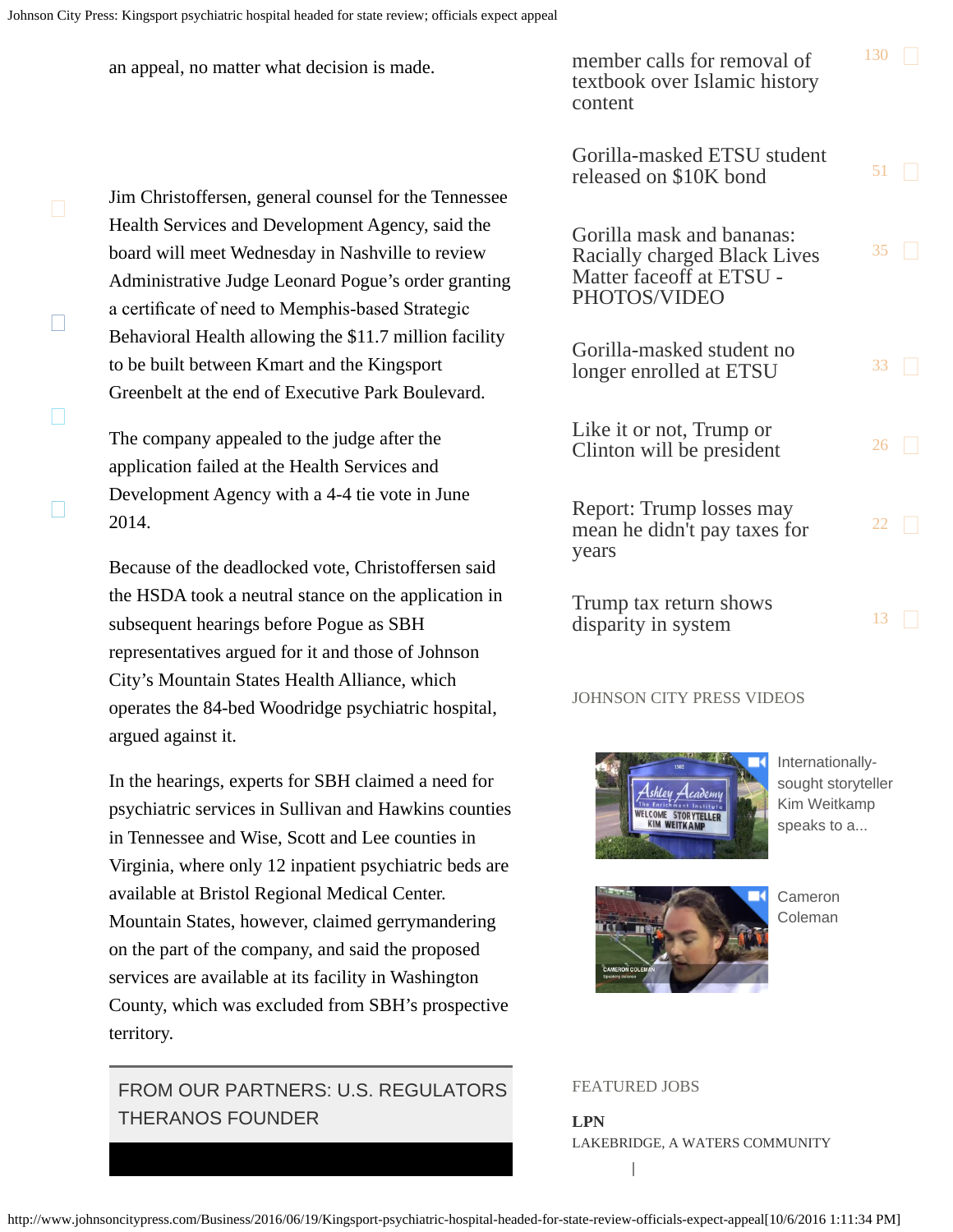an appeal, no matter what decision is made.

Jim Christoffersen, general counsel for the Tennessee Health Services and Development Agency, said the board will meet Wednesday in Nashville to review Administrative Judge Leonard Pogue's order granting a certificate of need to Memphis-based Strategic Behavioral Health allowing the $11.7 million facility to be built between Kmart and the Kingsport Greenbelt at the end of Executive Park Boulevard.

The company appealed to the judge after the application failed at the Health Services and Development Agency with a 4-4 tie vote in June 2014.

Because of the deadlocked vote, Christoffersen said the HSDA took a neutral stance on the application in subsequent hearings before Pogue as SBH representatives argued for it and those of Johnson City's Mountain States Health Alliance, which operates the 84-bed Woodridge psychiatric hospital, argued against it.

In the hearings, experts for SBH claimed a need for psychiatric services in Sullivan and Hawkins counties in Tennessee and Wise, Scott and Lee counties in Virginia, where only 12 inpatient psychiatric beds are available at Bristol Regional Medical Center. Mountain States, however, claimed gerrymandering on the part of the company, and said the proposed services are available at its facility in Washington County, which was excluded from SBH's prospective territory.

FROM OUR PARTNERS: U.S. REGULATORS THERANOS FOUNDER

member calls for removal of textbook over Islamic history content 130

Gorilla-masked ETSU student released on $10K bond 51

Gorilla mask and bananas: Racially charged Black Lives Matter faceoff at ETSU - PHOTOS/VIDEO 35

Gorilla-masked student no longer enrolled at ETSU 33

Like it or not, Trump or Clinton will be president 26

Report: Trump losses may mean he didn't pay taxes for years 22

Trump tax return shows disparity in system 13

JOHNSON CITY PRESS VIDEOS

Internationally-sought storyteller Kim Weitkamp speaks to a...

Cameron Coleman

FEATURED JOBS

**LPN**

LAKEBRIDGE, A WATERS COMMUNITY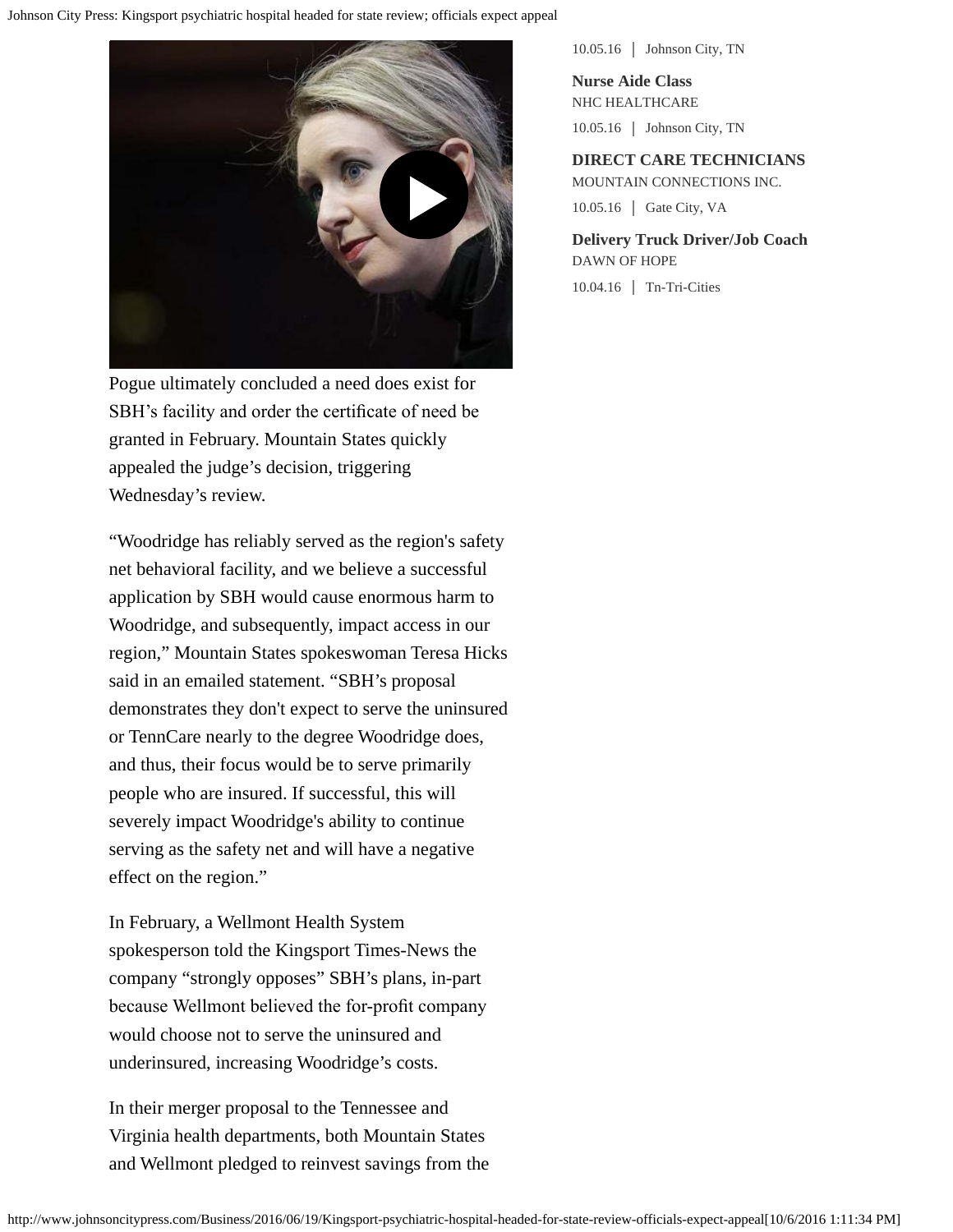Pogue ultimately concluded a need does exist for SBH's facility and order the certificate of need be granted in February. Mountain States quickly appealed the judge's decision, triggering Wednesday's review.

"Woodridge has reliably served as the region's safety net behavioral facility, and we believe a successful application by SBH would cause enormous harm to Woodridge, and subsequently, impact access in our region," Mountain States spokeswoman Teresa Hicks said in an emailed statement. "SBH's proposal demonstrates they don't expect to serve the uninsured or TennCare nearly to the degree Woodridge does, and thus, their focus would be to serve primarily people who are insured. If successful, this will severely impact Woodridge's ability to continue serving as the safety net and will have a negative effect on the region."

In February, a Wellmont Health System spokesperson told the Kingsport Times-News the company "strongly opposes" SBH's plans, in-part because Wellmont believed the for-profit company would choose not to serve the uninsured and underinsured, increasing Woodridge's costs.

In their merger proposal to the Tennessee and Virginia health departments, both Mountain States and Wellmont pledged to reinvest savings from the

10.05.16 | Johnson City, TN

**Nurse Aide Class**
NHC HEALTHCARE
10.05.16 | Johnson City, TN

**DIRECT CARE TECHNICIANS**
MOUNTAIN CONNECTIONS INC.
10.05.16 | Gate City, VA

**Delivery Truck Driver/Job Coach**
DAWN OF HOPE
10.04.16 | Tn-Tri-Cities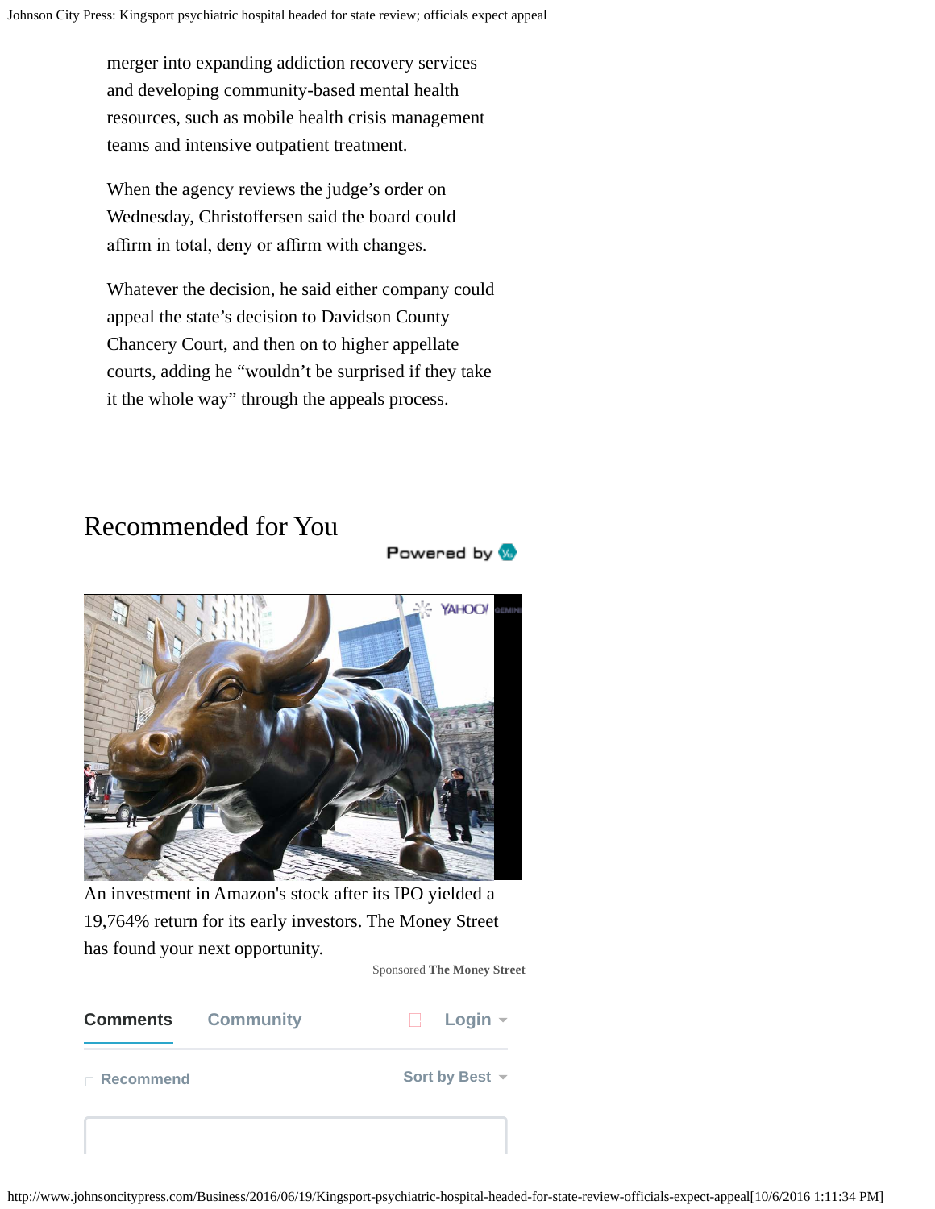merger into expanding addiction recovery services and developing community-based mental health resources, such as mobile health crisis management teams and intensive outpatient treatment.

When the agency reviews the judge's order on Wednesday, Christoffersen said the board could affirm in total, deny or affirm with changes.

Whatever the decision, he said either company could appeal the state's decision to Davidson County Chancery Court, and then on to higher appellate courts, adding he "wouldn't be surprised if they take it the whole way" through the appeals process.

## Recommended for You

Powered by

An investment in Amazon's stock after its IPO yielded a 19,764% return for its early investors. The Money Street has found your next opportunity.

Sponsored **The Money Street**

**Comments** Community Login

Recommend Sort by Best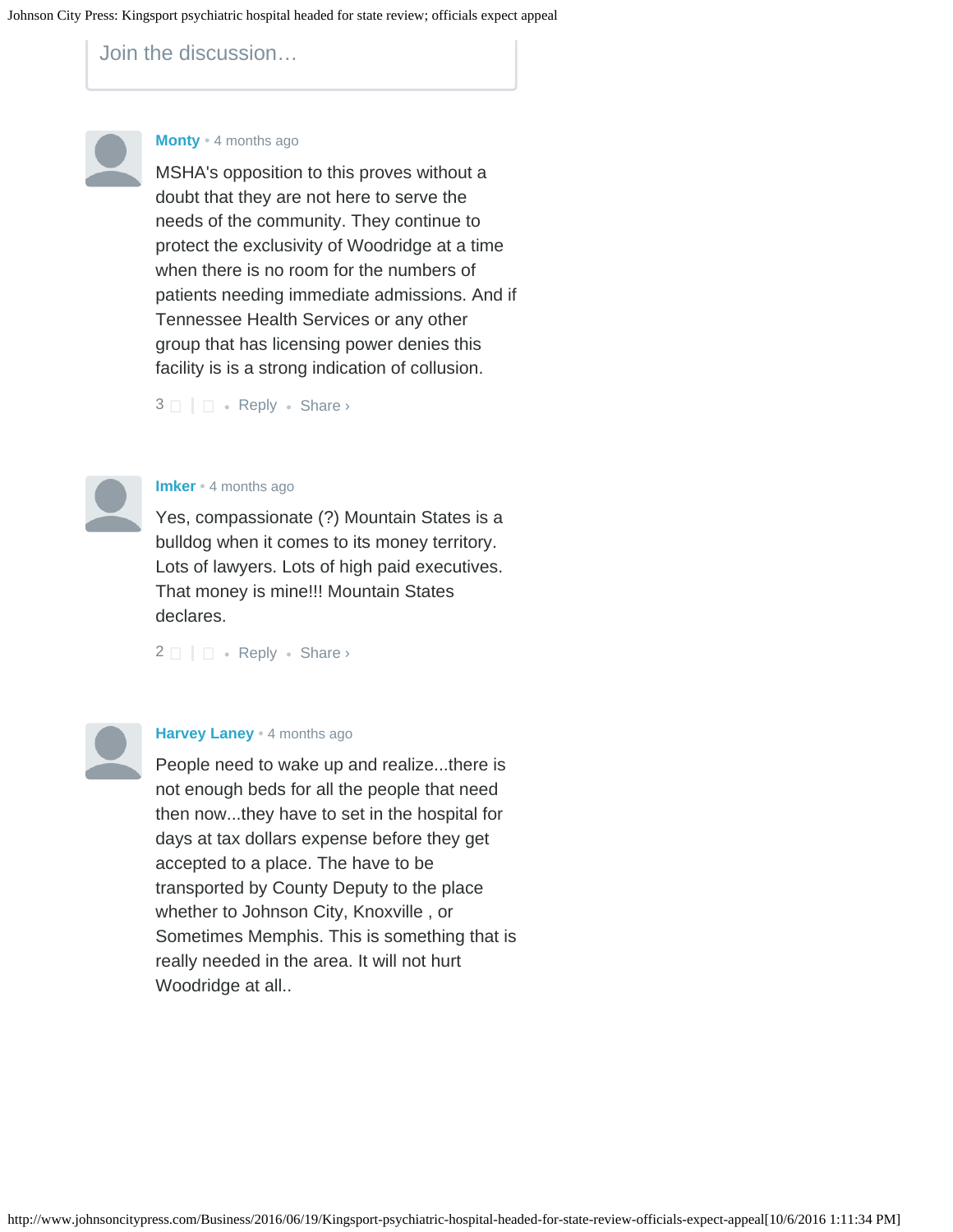Join the discussion…

**Monty** • 4 months ago

MSHA's opposition to this proves without a doubt that they are not here to serve the needs of the community. They continue to protect the exclusivity of Woodridge at a time when there is no room for the numbers of patients needing immediate admissions. And if Tennessee Health Services or any other group that has licensing power denies this facility is is a strong indication of collusion.

3 | • Reply • Share ›

**Imker** • 4 months ago

Yes, compassionate (?) Mountain States is a bulldog when it comes to its money territory. Lots of lawyers. Lots of high paid executives. That money is mine!!! Mountain States declares.

2 | • Reply • Share ›

**Harvey Laney** • 4 months ago

People need to wake up and realize...there is not enough beds for all the people that need then now...they have to set in the hospital for days at tax dollars expense before they get accepted to a place. The have to be transported by County Deputy to the place whether to Johnson City, Knoxville , or Sometimes Memphis. This is something that is really needed in the area. It will not hurt Woodridge at all..